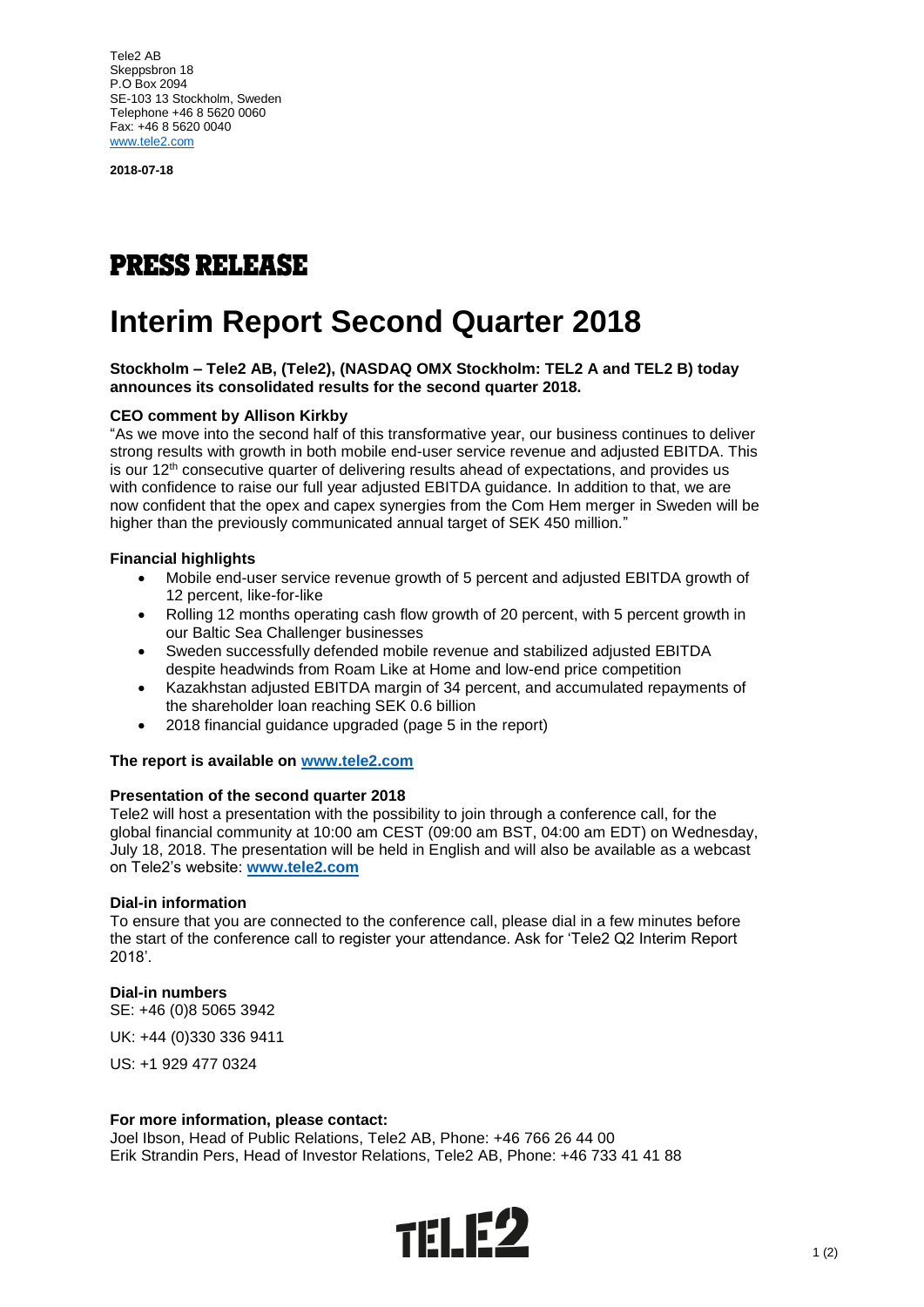Tele2 AB
Skeppsbron 18
P.O Box 2094
SE-103 13 Stockholm, Sweden
Telephone +46 8 5620 0060
Fax: +46 8 5620 0040
www.tele2.com

**2018-07-18**

## PRESS RELEASE

# Interim Report Second Quarter 2018

**Stockholm – Tele2 AB, (Tele2), (NASDAQ OMX Stockholm: TEL2 A and TEL2 B) today announces its consolidated results for the second quarter 2018.**

**CEO comment by Allison Kirkby**

"As we move into the second half of this transformative year, our business continues to deliver strong results with growth in both mobile end-user service revenue and adjusted EBITDA. This is our 12th consecutive quarter of delivering results ahead of expectations, and provides us with confidence to raise our full year adjusted EBITDA guidance. In addition to that, we are now confident that the opex and capex synergies from the Com Hem merger in Sweden will be higher than the previously communicated annual target of SEK 450 million."

**Financial highlights**

- Mobile end-user service revenue growth of 5 percent and adjusted EBITDA growth of 12 percent, like-for-like
- Rolling 12 months operating cash flow growth of 20 percent, with 5 percent growth in our Baltic Sea Challenger businesses
- Sweden successfully defended mobile revenue and stabilized adjusted EBITDA despite headwinds from Roam Like at Home and low-end price competition
- Kazakhstan adjusted EBITDA margin of 34 percent, and accumulated repayments of the shareholder loan reaching SEK 0.6 billion
- 2018 financial guidance upgraded (page 5 in the report)

**The report is available on www.tele2.com**

**Presentation of the second quarter 2018**

Tele2 will host a presentation with the possibility to join through a conference call, for the global financial community at 10:00 am CEST (09:00 am BST, 04:00 am EDT) on Wednesday, July 18, 2018. The presentation will be held in English and will also be available as a webcast on Tele2's website: **www.tele2.com**

**Dial-in information**

To ensure that you are connected to the conference call, please dial in a few minutes before the start of the conference call to register your attendance. Ask for 'Tele2 Q2 Interim Report 2018'.

**Dial-in numbers**

SE: +46 (0)8 5065 3942

UK: +44 (0)330 336 9411

US: +1 929 477 0324

**For more information, please contact:**

Joel Ibson, Head of Public Relations, Tele2 AB, Phone: +46 766 26 44 00
Erik Strandin Pers, Head of Investor Relations, Tele2 AB, Phone: +46 733 41 41 88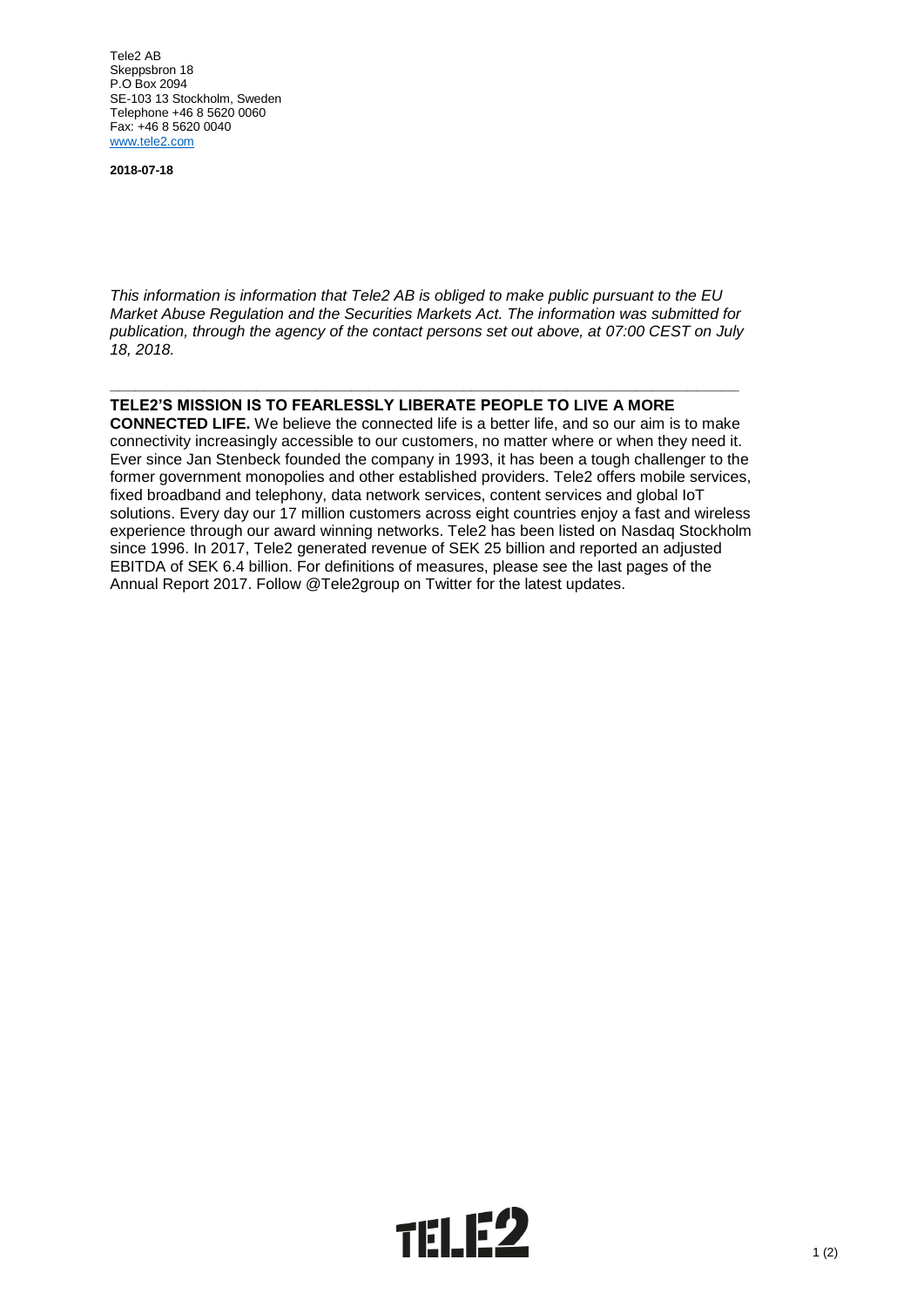Tele2 AB
Skeppsbron 18
P.O Box 2094
SE-103 13 Stockholm, Sweden
Telephone +46 8 5620 0060
Fax: +46 8 5620 0040
www.tele2.com

**2018-07-18**

*This information is information that Tele2 AB is obliged to make public pursuant to the EU Market Abuse Regulation and the Securities Markets Act. The information was submitted for publication, through the agency of the contact persons set out above, at 07:00 CEST on July 18, 2018.*

---

**TELE2'S MISSION IS TO FEARLESSLY LIBERATE PEOPLE TO LIVE A MORE CONNECTED LIFE.** We believe the connected life is a better life, and so our aim is to make connectivity increasingly accessible to our customers, no matter where or when they need it. Ever since Jan Stenbeck founded the company in 1993, it has been a tough challenger to the former government monopolies and other established providers. Tele2 offers mobile services, fixed broadband and telephony, data network services, content services and global IoT solutions. Every day our 17 million customers across eight countries enjoy a fast and wireless experience through our award winning networks. Tele2 has been listed on Nasdaq Stockholm since 1996. In 2017, Tele2 generated revenue of SEK 25 billion and reported an adjusted EBITDA of SEK 6.4 billion. For definitions of measures, please see the last pages of the Annual Report 2017. Follow @Tele2group on Twitter for the latest updates.

TELE2